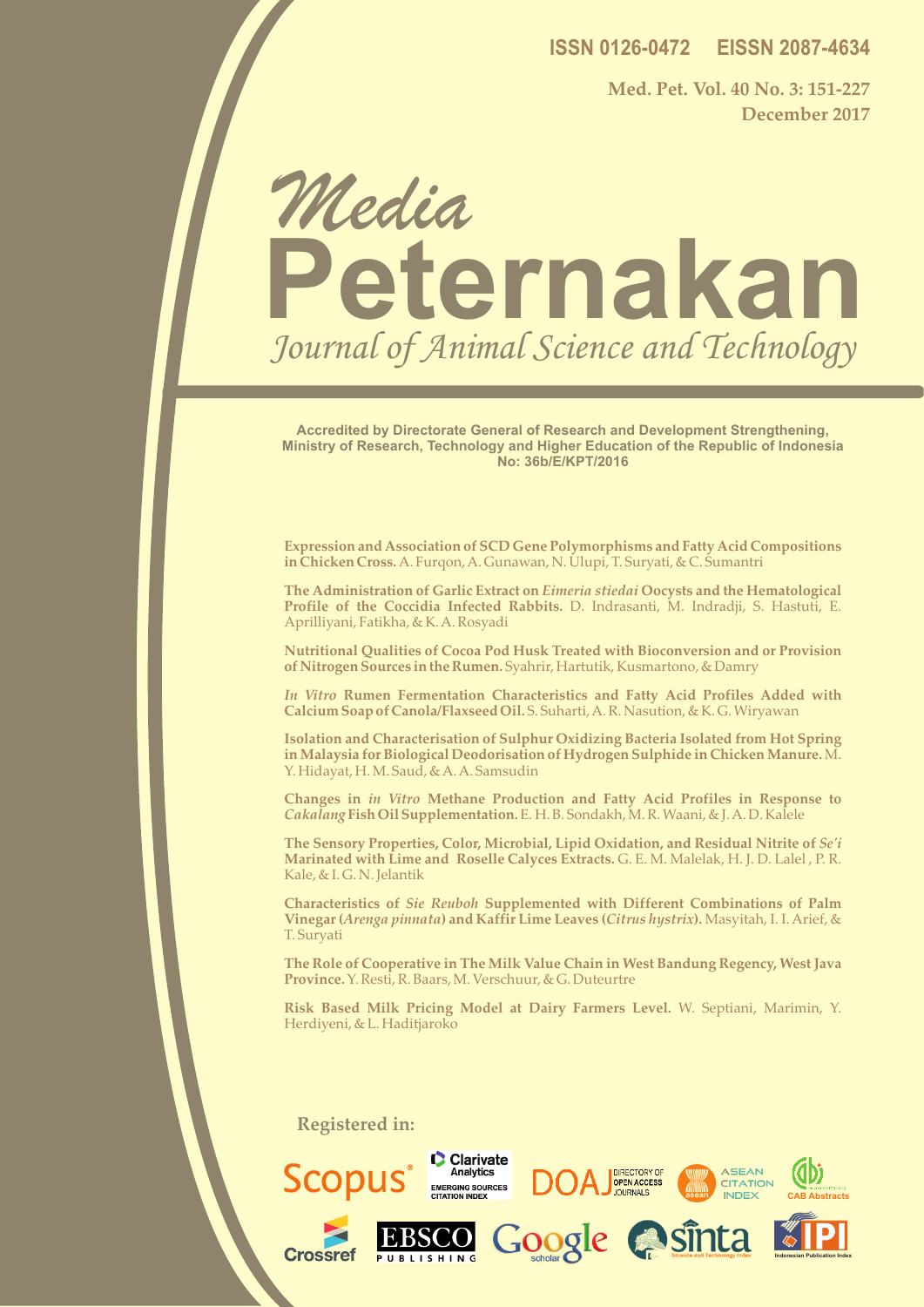ISSN 0126-0472 EISSN 2087-4634

Med. Pet. Vol. 40 No. 3: 151-227
December 2017

# *Media* Peternakan

## *Journal of Animal Science and Technology*

**Accredited by Directorate General of Research and Development Strengthening, Ministry of Research, Technology and Higher Education of the Republic of Indonesia No: 36b/E/KPT/2016**

**Expression and Association of SCD Gene Polymorphisms and Fatty Acid Compositions in Chicken Cross.** A. Furqon, A. Gunawan, N. Ulupi, T. Suryati, & C. Sumantri

**The Administration of Garlic Extract on *Eimeria stiedai* Oocysts and the Hematological Profile of the Coccidia Infected Rabbits.** D. Indrasanti, M. Indradji, S. Hastuti, E. Aprilliyani, Fatikha, & K. A. Rosyadi

**Nutritional Qualities of Cocoa Pod Husk Treated with Bioconversion and or Provision of Nitrogen Sources in the Rumen.** Syahrir, Hartutik, Kusmartono, & Damry

***In Vitro* Rumen Fermentation Characteristics and Fatty Acid Profiles Added with Calcium Soap of Canola/Flaxseed Oil.** S. Suharti, A. R. Nasution, & K. G. Wiryawan

**Isolation and Characterisation of Sulphur Oxidizing Bacteria Isolated from Hot Spring in Malaysia for Biological Deodorisation of Hydrogen Sulphide in Chicken Manure.** M. Y. Hidayat, H. M. Saud, & A. A. Samsudin

**Changes in *in Vitro* Methane Production and Fatty Acid Profiles in Response to *Cakalang* Fish Oil Supplementation.** E. H. B. Sondakh, M. R. Waani, & J. A. D. Kalele

**The Sensory Properties, Color, Microbial, Lipid Oxidation, and Residual Nitrite of *Se'i* Marinated with Lime and Roselle Calyces Extracts.** G. E. M. Malelak, H. J. D. Lalel , P. R. Kale, & I. G. N. Jelantik

**Characteristics of *Sie Reuboh* Supplemented with Different Combinations of Palm Vinegar (*Arenga pinnata*) and Kaffir Lime Leaves (*Citrus hystrix*).** Masyitah, I. I. Arief, & T. Suryati

**The Role of Cooperative in The Milk Value Chain in West Bandung Regency, West Java Province.** Y. Resti, R. Baars, M. Verschuur, & G. Duteurtre

**Risk Based Milk Pricing Model at Dairy Farmers Level.** W. Septiani, Marimin, Y. Herdiyeni, & L. Haditjaroko

**Registered in:**

Scopus, Clarivate Analytics Emerging Sources Citation Index, DOAJ Directory of Open Access Journals, ASEAN Citation Index, CAB Abstracts, Crossref, EBSCO Publishing, Google Scholar, Sinta Science and Technology Index, IPI Indonesian Publication Index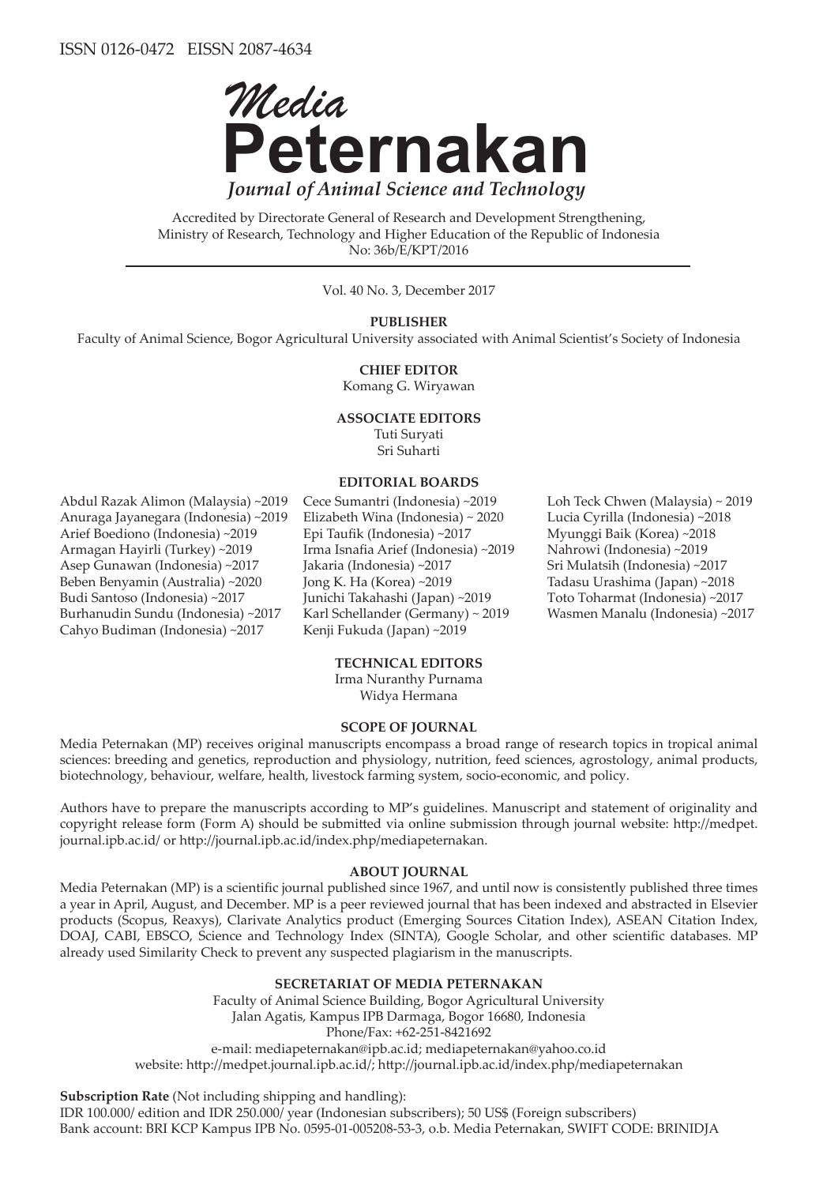ISSN 0126-0472 EISSN 2087-4634

# *Media* Peternakan

***Journal of Animal Science and Technology***

Accredited by Directorate General of Research and Development Strengthening, Ministry of Research, Technology and Higher Education of the Republic of Indonesia No: 36b/E/KPT/2016

Vol. 40 No. 3, December 2017

**PUBLISHER**

Faculty of Animal Science, Bogor Agricultural University associated with Animal Scientist's Society of Indonesia

**CHIEF EDITOR**

Komang G. Wiryawan

**ASSOCIATE EDITORS**

Tuti Suryati
Sri Suharti

**EDITORIAL BOARDS**

Abdul Razak Alimon (Malaysia) ~2019
Anuraga Jayanegara (Indonesia) ~2019
Arief Boediono (Indonesia) ~2019
Armagan Hayirli (Turkey) ~2019
Asep Gunawan (Indonesia) ~2017
Beben Benyamin (Australia) ~2020
Budi Santoso (Indonesia) ~2017
Burhanudin Sundu (Indonesia) ~2017
Cahyo Budiman (Indonesia) ~2017
Cece Sumantri (Indonesia) ~2019
Elizabeth Wina (Indonesia) ~ 2020
Epi Taufik (Indonesia) ~2017
Irma Isnafia Arief (Indonesia) ~2019
Jakaria (Indonesia) ~2017
Jong K. Ha (Korea) ~2019
Junichi Takahashi (Japan) ~2019
Karl Schellander (Germany) ~ 2019
Kenji Fukuda (Japan) ~2019
Loh Teck Chwen (Malaysia) ~ 2019
Lucia Cyrilla (Indonesia) ~2018
Myunggi Baik (Korea) ~2018
Nahrowi (Indonesia) ~2019
Sri Mulatsih (Indonesia) ~2017
Tadasu Urashima (Japan) ~2018
Toto Toharmat (Indonesia) ~2017
Wasmen Manalu (Indonesia) ~2017

**TECHNICAL EDITORS**

Irma Nuranthy Purnama
Widya Hermana

**SCOPE OF JOURNAL**

Media Peternakan (MP) receives original manuscripts encompass a broad range of research topics in tropical animal sciences: breeding and genetics, reproduction and physiology, nutrition, feed sciences, agrostology, animal products, biotechnology, behaviour, welfare, health, livestock farming system, socio-economic, and policy.

Authors have to prepare the manuscripts according to MP's guidelines. Manuscript and statement of originality and copyright release form (Form A) should be submitted via online submission through journal website: http://medpet.journal.ipb.ac.id/ or http://journal.ipb.ac.id/index.php/mediapeternakan.

**ABOUT JOURNAL**

Media Peternakan (MP) is a scientific journal published since 1967, and until now is consistently published three times a year in April, August, and December. MP is a peer reviewed journal that has been indexed and abstracted in Elsevier products (Scopus, Reaxys), Clarivate Analytics product (Emerging Sources Citation Index), ASEAN Citation Index, DOAJ, CABI, EBSCO, Science and Technology Index (SINTA), Google Scholar, and other scientific databases. MP already used Similarity Check to prevent any suspected plagiarism in the manuscripts.

**SECRETARIAT OF MEDIA PETERNAKAN**

Faculty of Animal Science Building, Bogor Agricultural University
Jalan Agatis, Kampus IPB Darmaga, Bogor 16680, Indonesia
Phone/Fax: +62-251-8421692
e-mail: mediapeternakan@ipb.ac.id; mediapeternakan@yahoo.co.id
website: http://medpet.journal.ipb.ac.id/; http://journal.ipb.ac.id/index.php/mediapeternakan

**Subscription Rate** (Not including shipping and handling):
IDR 100.000/ edition and IDR 250.000/ year (Indonesian subscribers); 50 US$ (Foreign subscribers)
Bank account: BRI KCP Kampus IPB No. 0595-01-005208-53-3, o.b. Media Peternakan, SWIFT CODE: BRINIDJA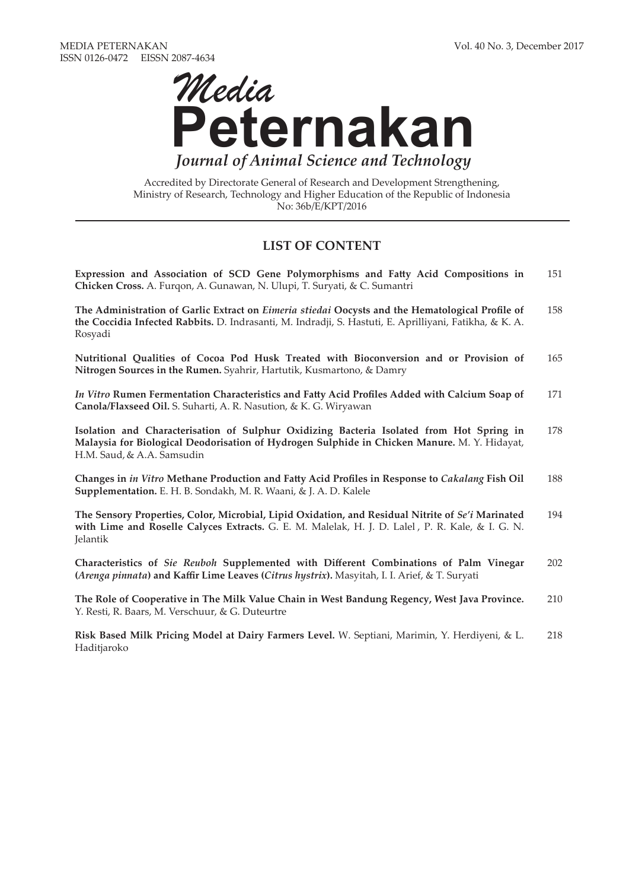MEDIA PETERNAKAN
ISSN 0126-0472 EISSN 2087-4634

Vol. 40 No. 3, December 2017

# *Media* Peternakan

*Journal of Animal Science and Technology*

Accredited by Directorate General of Research and Development Strengthening,
Ministry of Research, Technology and Higher Education of the Republic of Indonesia
No: 36b/E/KPT/2016

## LIST OF CONTENT

| | |
|---|---|
| **Expression and Association of SCD Gene Polymorphisms and Fatty Acid Compositions in Chicken Cross.** A. Furqon, A. Gunawan, N. Ulupi, T. Suryati, & C. Sumantri | 151 |
| **The Administration of Garlic Extract on *Eimeria stiedai* Oocysts and the Hematological Profile of the Coccidia Infected Rabbits.** D. Indrasanti, M. Indradji, S. Hastuti, E. Aprilliyani, Fatikha, & K. A. Rosyadi | 158 |
| **Nutritional Qualities of Cocoa Pod Husk Treated with Bioconversion and or Provision of Nitrogen Sources in the Rumen.** Syahrir, Hartutik, Kusmartono, & Damry | 165 |
| ***In Vitro* Rumen Fermentation Characteristics and Fatty Acid Profiles Added with Calcium Soap of Canola/Flaxseed Oil.** S. Suharti, A. R. Nasution, & K. G. Wiryawan | 171 |
| **Isolation and Characterisation of Sulphur Oxidizing Bacteria Isolated from Hot Spring in Malaysia for Biological Deodorisation of Hydrogen Sulphide in Chicken Manure.** M. Y. Hidayat, H.M. Saud, & A.A. Samsudin | 178 |
| **Changes in *in Vitro* Methane Production and Fatty Acid Profiles in Response to *Cakalang* Fish Oil Supplementation.** E. H. B. Sondakh, M. R. Waani, & J. A. D. Kalele | 188 |
| **The Sensory Properties, Color, Microbial, Lipid Oxidation, and Residual Nitrite of *Se'i* Marinated with Lime and Roselle Calyces Extracts.** G. E. M. Malelak, H. J. D. Lalel , P. R. Kale, & I. G. N. Jelantik | 194 |
| **Characteristics of *Sie Reuboh* Supplemented with Different Combinations of Palm Vinegar (*Arenga pinnata*) and Kaffir Lime Leaves (*Citrus hystrix*).** Masyitah, I. I. Arief, & T. Suryati | 202 |
| **The Role of Cooperative in The Milk Value Chain in West Bandung Regency, West Java Province.** Y. Resti, R. Baars, M. Verschuur, & G. Duteurtre | 210 |
| **Risk Based Milk Pricing Model at Dairy Farmers Level.** W. Septiani, Marimin, Y. Herdiyeni, & L. Haditjaroko | 218 |